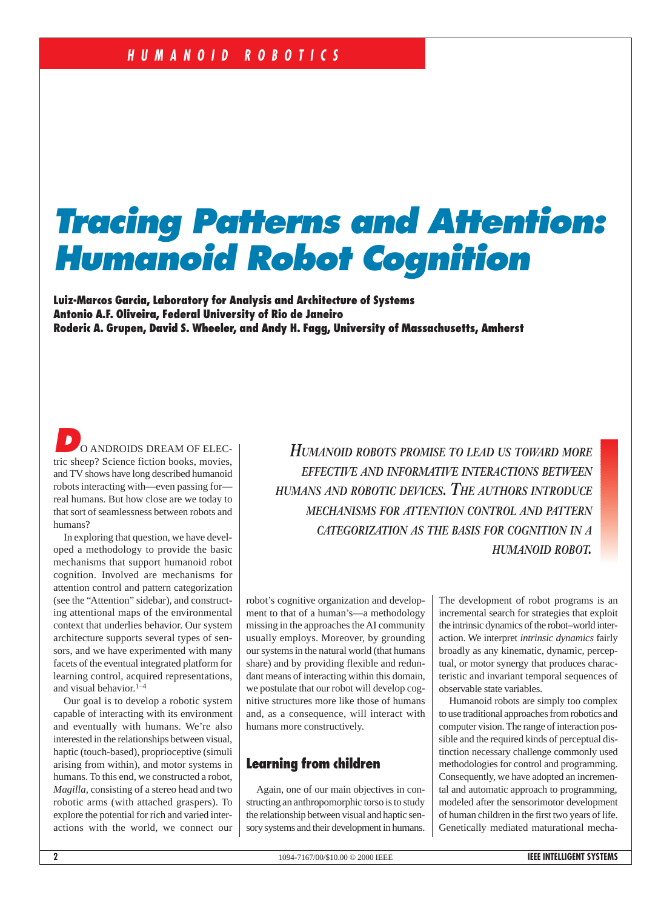# Tracing Patterns and Attention: Humanoid Robot Cognition

**Luiz-Marcos Garcia, Laboratory for Analysis and Architecture of Systems**
**Antonio A.F. Oliveira, Federal University of Rio de Janeiro**
**Roderic A. Grupen, David S. Wheeler, and Andy H. Fagg, University of Massachusetts, Amherst**

*HUMANOID ROBOTS PROMISE TO LEAD US TOWARD MORE EFFECTIVE AND INFORMATIVE INTERACTIONS BETWEEN HUMANS AND ROBOTIC DEVICES. THE AUTHORS INTRODUCE MECHANISMS FOR ATTENTION CONTROL AND PATTERN CATEGORIZATION AS THE BASIS FOR COGNITION IN A HUMANOID ROBOT.*

DO ANDROIDS DREAM OF ELECTRIC sheep? Science fiction books, movies, and TV shows have long described humanoid robots interacting with—even passing for—real humans. But how close are we today to that sort of seamlessness between robots and humans?

In exploring that question, we have developed a methodology to provide the basic mechanisms that support humanoid robot cognition. Involved are mechanisms for attention control and pattern categorization (see the "Attention" sidebar), and constructing attentional maps of the environmental context that underlies behavior. Our system architecture supports several types of sensors, and we have experimented with many facets of the eventual integrated platform for learning control, acquired representations, and visual behavior.[1–4]

Our goal is to develop a robotic system capable of interacting with its environment and eventually with humans. We're also interested in the relationships between visual, haptic (touch-based), proprioceptive (simuli arising from within), and motor systems in humans. To this end, we constructed a robot, *Magilla*, consisting of a stereo head and two robotic arms (with attached graspers). To explore the potential for rich and varied interactions with the world, we connect our robot's cognitive organization and development to that of a human's—a methodology missing in the approaches the AI community usually employs. Moreover, by grounding our systems in the natural world (that humans share) and by providing flexible and redundant means of interacting within this domain, we postulate that our robot will develop cognitive structures more like those of humans and, as a consequence, will interact with humans more constructively.

## Learning from children

Again, one of our main objectives in constructing an anthropomorphic torso is to study the relationship between visual and haptic sensory systems and their development in humans. The development of robot programs is an incremental search for strategies that exploit the intrinsic dynamics of the robot–world interaction. We interpret *intrinsic dynamics* fairly broadly as any kinematic, dynamic, perceptual, or motor synergy that produces characteristic and invariant temporal sequences of observable state variables.

Humanoid robots are simply too complex to use traditional approaches from robotics and computer vision. The range of interaction possible and the required kinds of perceptual distinction necessary challenge commonly used methodologies for control and programming. Consequently, we have adopted an incremental and automatic approach to programming, modeled after the sensorimotor development of human children in the first two years of life. Genetically mediated maturational mecha-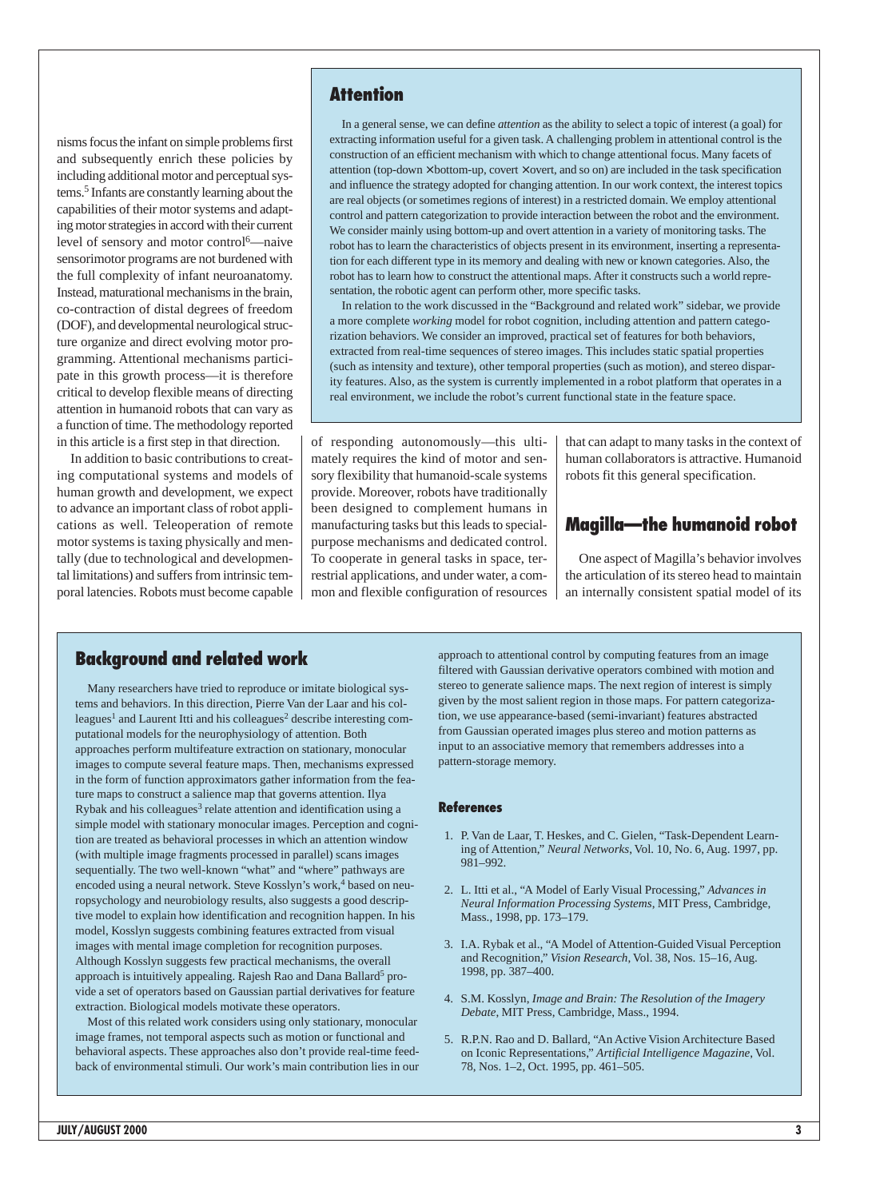nisms focus the infant on simple problems first and subsequently enrich these policies by including additional motor and perceptual systems.[5] Infants are constantly learning about the capabilities of their motor systems and adapting motor strategies in accord with their current level of sensory and motor control[6]—naive sensorimotor programs are not burdened with the full complexity of infant neuroanatomy. Instead, maturational mechanisms in the brain, co-contraction of distal degrees of freedom (DOF), and developmental neurological structure organize and direct evolving motor programming. Attentional mechanisms participate in this growth process—it is therefore critical to develop flexible means of directing attention in humanoid robots that can vary as a function of time. The methodology reported in this article is a first step in that direction.

In addition to basic contributions to creating computational systems and models of human growth and development, we expect to advance an important class of robot applications as well. Teleoperation of remote motor systems is taxing physically and mentally (due to technological and developmental limitations) and suffers from intrinsic temporal latencies. Robots must become capable of responding autonomously—this ultimately requires the kind of motor and sensory flexibility that humanoid-scale systems provide. Moreover, robots have traditionally been designed to complement humans in manufacturing tasks but this leads to special-purpose mechanisms and dedicated control. To cooperate in general tasks in space, terrestrial applications, and under water, a common and flexible configuration of resources that can adapt to many tasks in the context of human collaborators is attractive. Humanoid robots fit this general specification.

## Attention

In a general sense, we can define *attention* as the ability to select a topic of interest (a goal) for extracting information useful for a given task. A challenging problem in attentional control is the construction of an efficient mechanism with which to change attentional focus. Many facets of attention (top-down × bottom-up, covert × overt, and so on) are included in the task specification and influence the strategy adopted for changing attention. In our work context, the interest topics are real objects (or sometimes regions of interest) in a restricted domain. We employ attentional control and pattern categorization to provide interaction between the robot and the environment. We consider mainly using bottom-up and overt attention in a variety of monitoring tasks. The robot has to learn the characteristics of objects present in its environment, inserting a representation for each different type in its memory and dealing with new or known categories. Also, the robot has to learn how to construct the attentional maps. After it constructs such a world representation, the robotic agent can perform other, more specific tasks.

In relation to the work discussed in the "Background and related work" sidebar, we provide a more complete *working* model for robot cognition, including attention and pattern categorization behaviors. We consider an improved, practical set of features for both behaviors, extracted from real-time sequences of stereo images. This includes static spatial properties (such as intensity and texture), other temporal properties (such as motion), and stereo disparity features. Also, as the system is currently implemented in a robot platform that operates in a real environment, we include the robot's current functional state in the feature space.

## Magilla—the humanoid robot

One aspect of Magilla's behavior involves the articulation of its stereo head to maintain an internally consistent spatial model of its

## Background and related work

Many researchers have tried to reproduce or imitate biological systems and behaviors. In this direction, Pierre Van der Laar and his colleagues[1] and Laurent Itti and his colleagues[2] describe interesting computational models for the neurophysiology of attention. Both approaches perform multifeature extraction on stationary, monocular images to compute several feature maps. Then, mechanisms expressed in the form of function approximators gather information from the feature maps to construct a salience map that governs attention. Ilya Rybak and his colleagues[3] relate attention and identification using a simple model with stationary monocular images. Perception and cognition are treated as behavioral processes in which an attention window (with multiple image fragments processed in parallel) scans images sequentially. The two well-known "what" and "where" pathways are encoded using a neural network. Steve Kosslyn's work,[4] based on neuropsychology and neurobiology results, also suggests a good descriptive model to explain how identification and recognition happen. In his model, Kosslyn suggests combining features extracted from visual images with mental image completion for recognition purposes. Although Kosslyn suggests few practical mechanisms, the overall approach is intuitively appealing. Rajesh Rao and Dana Ballard[5] provide a set of operators based on Gaussian partial derivatives for feature extraction. Biological models motivate these operators.

Most of this related work considers using only stationary, monocular image frames, not temporal aspects such as motion or functional and behavioral aspects. These approaches also don't provide real-time feedback of environmental stimuli. Our work's main contribution lies in our approach to attentional control by computing features from an image filtered with Gaussian derivative operators combined with motion and stereo to generate salience maps. The next region of interest is simply given by the most salient region in those maps. For pattern categorization, we use appearance-based (semi-invariant) features abstracted from Gaussian operated images plus stereo and motion patterns as input to an associative memory that remembers addresses into a pattern-storage memory.

### References

1. P. Van de Laar, T. Heskes, and C. Gielen, "Task-Dependent Learning of Attention," *Neural Networks*, Vol. 10, No. 6, Aug. 1997, pp. 981–992.
2. L. Itti et al., "A Model of Early Visual Processing," *Advances in Neural Information Processing Systems*, MIT Press, Cambridge, Mass., 1998, pp. 173–179.
3. I.A. Rybak et al., "A Model of Attention-Guided Visual Perception and Recognition," *Vision Research*, Vol. 38, Nos. 15–16, Aug. 1998, pp. 387–400.
4. S.M. Kosslyn, *Image and Brain: The Resolution of the Imagery Debate*, MIT Press, Cambridge, Mass., 1994.
5. R.P.N. Rao and D. Ballard, "An Active Vision Architecture Based on Iconic Representations," *Artificial Intelligence Magazine*, Vol. 78, Nos. 1–2, Oct. 1995, pp. 461–505.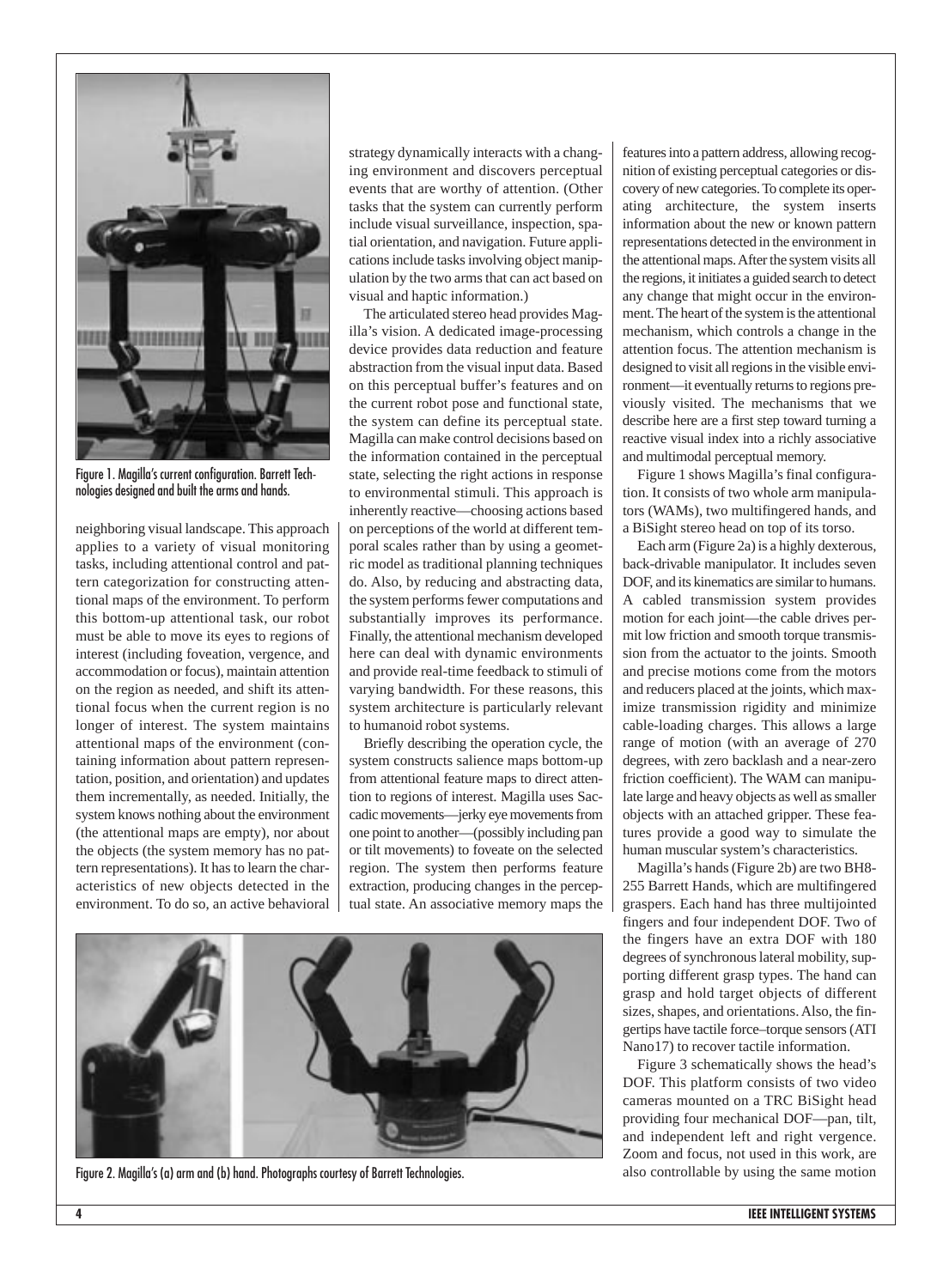Figure 1. Magilla's current configuration. Barrett Technologies designed and built the arms and hands.

neighboring visual landscape. This approach applies to a variety of visual monitoring tasks, including attentional control and pattern categorization for constructing attentional maps of the environment. To perform this bottom-up attentional task, our robot must be able to move its eyes to regions of interest (including foveation, vergence, and accommodation or focus), maintain attention on the region as needed, and shift its attentional focus when the current region is no longer of interest. The system maintains attentional maps of the environment (containing information about pattern representation, position, and orientation) and updates them incrementally, as needed. Initially, the system knows nothing about the environment (the attentional maps are empty), nor about the objects (the system memory has no pattern representations). It has to learn the characteristics of new objects detected in the environment. To do so, an active behavioral strategy dynamically interacts with a changing environment and discovers perceptual events that are worthy of attention. (Other tasks that the system can currently perform include visual surveillance, inspection, spatial orientation, and navigation. Future applications include tasks involving object manipulation by the two arms that can act based on visual and haptic information.)

The articulated stereo head provides Magilla's vision. A dedicated image-processing device provides data reduction and feature abstraction from the visual input data. Based on this perceptual buffer's features and on the current robot pose and functional state, the system can define its perceptual state. Magilla can make control decisions based on the information contained in the perceptual state, selecting the right actions in response to environmental stimuli. This approach is inherently reactive—choosing actions based on perceptions of the world at different temporal scales rather than by using a geometric model as traditional planning techniques do. Also, by reducing and abstracting data, the system performs fewer computations and substantially improves its performance. Finally, the attentional mechanism developed here can deal with dynamic environments and provide real-time feedback to stimuli of varying bandwidth. For these reasons, this system architecture is particularly relevant to humanoid robot systems.

Briefly describing the operation cycle, the system constructs salience maps bottom-up from attentional feature maps to direct attention to regions of interest. Magilla uses Saccadic movements—jerky eye movements from one point to another—(possibly including pan or tilt movements) to foveate on the selected region. The system then performs feature extraction, producing changes in the perceptual state. An associative memory maps the features into a pattern address, allowing recognition of existing perceptual categories or discovery of new categories. To complete its operating architecture, the system inserts information about the new or known pattern representations detected in the environment in the attentional maps. After the system visits all the regions, it initiates a guided search to detect any change that might occur in the environment. The heart of the system is the attentional mechanism, which controls a change in the attention focus. The attention mechanism is designed to visit all regions in the visible environment—it eventually returns to regions previously visited. The mechanisms that we describe here are a first step toward turning a reactive visual index into a richly associative and multimodal perceptual memory.

Figure 1 shows Magilla's final configuration. It consists of two whole arm manipulators (WAMs), two multifingered hands, and a BiSight stereo head on top of its torso.

Each arm (Figure 2a) is a highly dexterous, back-drivable manipulator. It includes seven DOF, and its kinematics are similar to humans. A cabled transmission system provides motion for each joint—the cable drives permit low friction and smooth torque transmission from the actuator to the joints. Smooth and precise motions come from the motors and reducers placed at the joints, which maximize transmission rigidity and minimize cable-loading charges. This allows a large range of motion (with an average of 270 degrees, with zero backlash and a near-zero friction coefficient). The WAM can manipulate large and heavy objects as well as smaller objects with an attached gripper. These features provide a good way to simulate the human muscular system's characteristics.

Magilla's hands (Figure 2b) are two BH8-255 Barrett Hands, which are multifingered graspers. Each hand has three multijointed fingers and four independent DOF. Two of the fingers have an extra DOF with 180 degrees of synchronous lateral mobility, supporting different grasp types. The hand can grasp and hold target objects of different sizes, shapes, and orientations. Also, the fingertips have tactile force–torque sensors (ATI Nano17) to recover tactile information.

Figure 3 schematically shows the head's DOF. This platform consists of two video cameras mounted on a TRC BiSight head providing four mechanical DOF—pan, tilt, and independent left and right vergence. Zoom and focus, not used in this work, are also controllable by using the same motion

Figure 2. Magilla's (a) arm and (b) hand. Photographs courtesy of Barrett Technologies.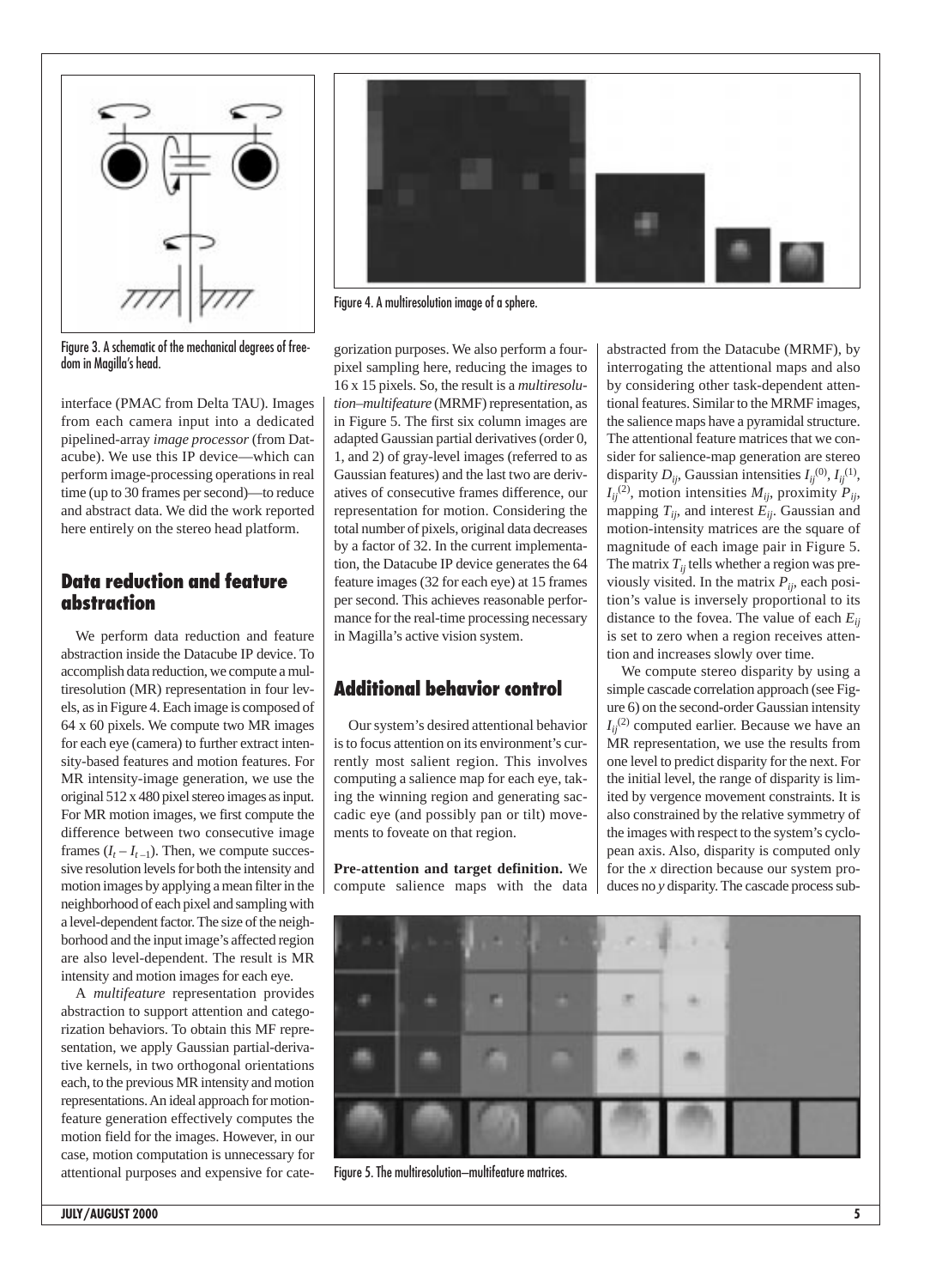Figure 3. A schematic of the mechanical degrees of freedom in Magilla's head.

Figure 4. A multiresolution image of a sphere.

interface (PMAC from Delta TAU). Images from each camera input into a dedicated pipelined-array *image processor* (from Datacube). We use this IP device—which can perform image-processing operations in real time (up to 30 frames per second)—to reduce and abstract data. We did the work reported here entirely on the stereo head platform.

## Data reduction and feature abstraction

We perform data reduction and feature abstraction inside the Datacube IP device. To accomplish data reduction, we compute a multiresolution (MR) representation in four levels, as in Figure 4. Each image is composed of 64 x 60 pixels. We compute two MR images for each eye (camera) to further extract intensity-based features and motion features. For MR intensity-image generation, we use the original 512 x 480 pixel stereo images as input. For MR motion images, we first compute the difference between two consecutive image frames ($I_t - I_{t-1}$). Then, we compute successive resolution levels for both the intensity and motion images by applying a mean filter in the neighborhood of each pixel and sampling with a level-dependent factor. The size of the neighborhood and the input image's affected region are also level-dependent. The result is MR intensity and motion images for each eye.

A *multifeature* representation provides abstraction to support attention and categorization behaviors. To obtain this MF representation, we apply Gaussian partial-derivative kernels, in two orthogonal orientations each, to the previous MR intensity and motion representations. An ideal approach for motion-feature generation effectively computes the motion field for the images. However, in our case, motion computation is unnecessary for attentional purposes and expensive for categorization purposes. We also perform a four-pixel sampling here, reducing the images to 16 x 15 pixels. So, the result is a *multiresolution–multifeature* (MRMF) representation, as in Figure 5. The first six column images are adapted Gaussian partial derivatives (order 0, 1, and 2) of gray-level images (referred to as Gaussian features) and the last two are derivatives of consecutive frames difference, our representation for motion. Considering the total number of pixels, original data decreases by a factor of 32. In the current implementation, the Datacube IP device generates the 64 feature images (32 for each eye) at 15 frames per second. This achieves reasonable performance for the real-time processing necessary in Magilla's active vision system.

## Additional behavior control

Our system's desired attentional behavior is to focus attention on its environment's currently most salient region. This involves computing a salience map for each eye, taking the winning region and generating saccadic eye (and possibly pan or tilt) movements to foveate on that region.

**Pre-attention and target definition.** We compute salience maps with the data abstracted from the Datacube (MRMF), by interrogating the attentional maps and also by considering other task-dependent attentional features. Similar to the MRMF images, the salience maps have a pyramidal structure. The attentional feature matrices that we consider for salience-map generation are stereo disparity $D_{ij}$, Gaussian intensities $I_{ij}^{(0)}$, $I_{ij}^{(1)}$, $I_{ij}^{(2)}$, motion intensities $M_{ij}$, proximity $P_{ij}$, mapping $T_{ij}$, and interest $E_{ij}$. Gaussian and motion-intensity matrices are the square of magnitude of each image pair in Figure 5. The matrix $T_{ij}$ tells whether a region was previously visited. In the matrix $P_{ij}$, each position's value is inversely proportional to its distance to the fovea. The value of each $E_{ij}$ is set to zero when a region receives attention and increases slowly over time.

We compute stereo disparity by using a simple cascade correlation approach (see Figure 6) on the second-order Gaussian intensity $I_{ij}^{(2)}$ computed earlier. Because we have an MR representation, we use the results from one level to predict disparity for the next. For the initial level, the range of disparity is limited by vergence movement constraints. It is also constrained by the relative symmetry of the images with respect to the system's cyclopean axis. Also, disparity is computed only for the *x* direction because our system produces no *y* disparity. The cascade process sub-

Figure 5. The multiresolution–multifeature matrices.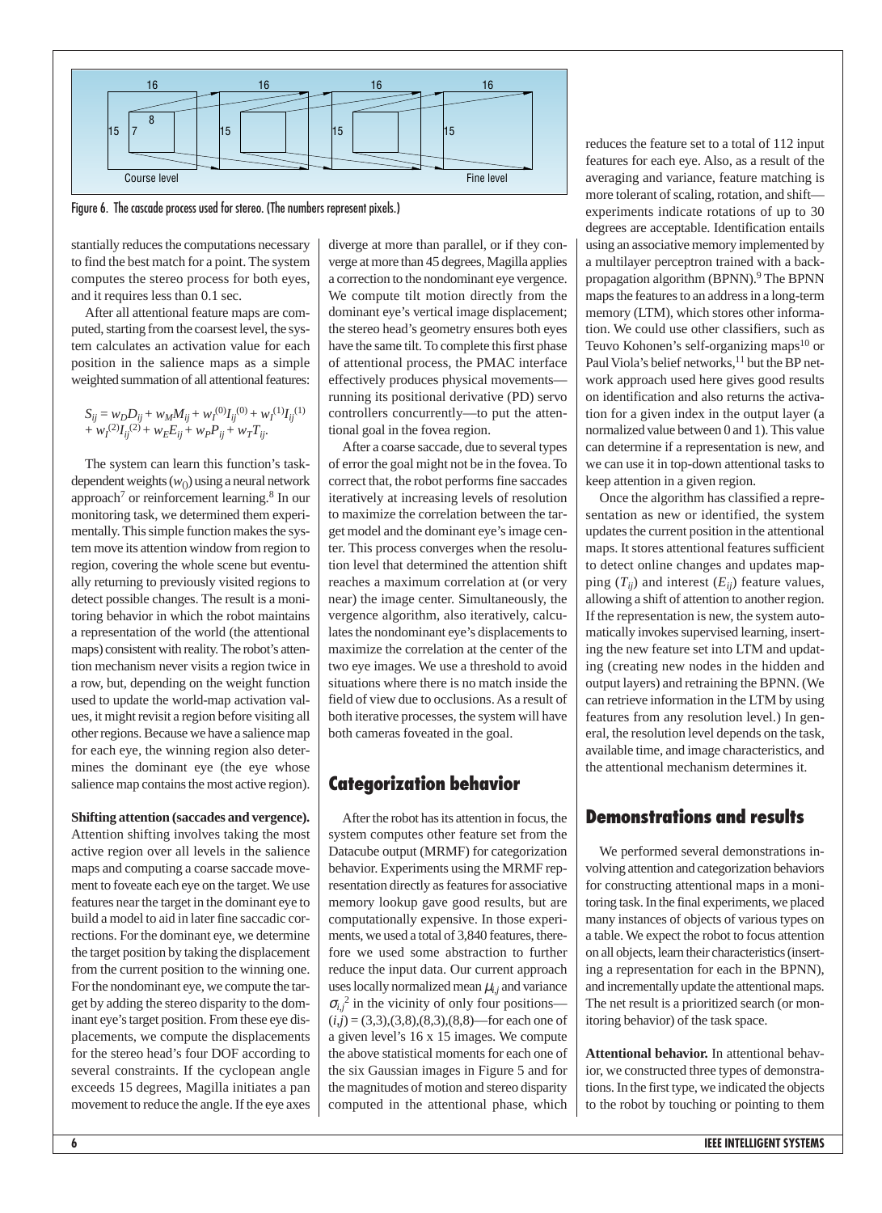16 16 16 16

8

15 7 15 15 15

Course level Fine level

Figure 6. The cascade process used for stereo. (The numbers represent pixels.)

stantially reduces the computations necessary to find the best match for a point. The system computes the stereo process for both eyes, and it requires less than 0.1 sec.

After all attentional feature maps are computed, starting from the coarsest level, the system calculates an activation value for each position in the salience maps as a simple weighted summation of all attentional features:

$$S_{ij} = w_D D_{ij} + w_M M_{ij} + w_I^{(0)} I_{ij}^{(0)} + w_I^{(1)} I_{ij}^{(1)} + w_I^{(2)} I_{ij}^{(2)} + w_E E_{ij} + w_P P_{ij} + w_T T_{ij}.$$

The system can learn this function's task-dependent weights ($w_0$) using a neural network approach[7] or reinforcement learning.[8] In our monitoring task, we determined them experimentally. This simple function makes the system move its attention window from region to region, covering the whole scene but eventually returning to previously visited regions to detect possible changes. The result is a monitoring behavior in which the robot maintains a representation of the world (the attentional maps) consistent with reality. The robot's attention mechanism never visits a region twice in a row, but, depending on the weight function used to update the world-map activation values, it might revisit a region before visiting all other regions. Because we have a salience map for each eye, the winning region also determines the dominant eye (the eye whose salience map contains the most active region).

**Shifting attention (saccades and vergence).** Attention shifting involves taking the most active region over all levels in the salience maps and computing a coarse saccade movement to foveate each eye on the target. We use features near the target in the dominant eye to build a model to aid in later fine saccadic corrections. For the dominant eye, we determine the target position by taking the displacement from the current position to the winning one. For the nondominant eye, we compute the target by adding the stereo disparity to the dominant eye's target position. From these eye displacements, we compute the displacements for the stereo head's four DOF according to several constraints. If the cyclopean angle exceeds 15 degrees, Magilla initiates a pan movement to reduce the angle. If the eye axes diverge at more than parallel, or if they converge at more than 45 degrees, Magilla applies a correction to the nondominant eye vergence. We compute tilt motion directly from the dominant eye's vertical image displacement; the stereo head's geometry ensures both eyes have the same tilt. To complete this first phase of attentional process, the PMAC interface effectively produces physical movements—running its positional derivative (PD) servo controllers concurrently—to put the attentional goal in the fovea region.

After a coarse saccade, due to several types of error the goal might not be in the fovea. To correct that, the robot performs fine saccades iteratively at increasing levels of resolution to maximize the correlation between the target model and the dominant eye's image center. This process converges when the resolution level that determined the attention shift reaches a maximum correlation at (or very near) the image center. Simultaneously, the vergence algorithm, also iteratively, calculates the nondominant eye's displacements to maximize the correlation at the center of the two eye images. We use a threshold to avoid situations where there is no match inside the field of view due to occlusions. As a result of both iterative processes, the system will have both cameras foveated in the goal.

## Categorization behavior

After the robot has its attention in focus, the system computes other feature set from the Datacube output (MRMF) for categorization behavior. Experiments using the MRMF representation directly as features for associative memory lookup gave good results, but are computationally expensive. In those experiments, we used a total of 3,840 features, therefore we used some abstraction to further reduce the input data. Our current approach uses locally normalized mean $\mu_{i,j}$ and variance $\sigma_{i,j}^2$ in the vicinity of only four positions—$(i,j) = (3,3),(3,8),(8,3),(8,8)$—for each one of a given level's 16 x 15 images. We compute the above statistical moments for each one of the six Gaussian images in Figure 5 and for the magnitudes of motion and stereo disparity computed in the attentional phase, which reduces the feature set to a total of 112 input features for each eye. Also, as a result of the averaging and variance, feature matching is more tolerant of scaling, rotation, and shift—experiments indicate rotations of up to 30 degrees are acceptable. Identification entails using an associative memory implemented by a multilayer perceptron trained with a back-propagation algorithm (BPNN).[9] The BPNN maps the features to an address in a long-term memory (LTM), which stores other information. We could use other classifiers, such as Teuvo Kohonen's self-organizing maps[10] or Paul Viola's belief networks,[11] but the BP network approach used here gives good results on identification and also returns the activation for a given index in the output layer (a normalized value between 0 and 1). This value can determine if a representation is new, and we can use it in top-down attentional tasks to keep attention in a given region.

Once the algorithm has classified a representation as new or identified, the system updates the current position in the attentional maps. It stores attentional features sufficient to detect online changes and updates mapping ($T_{ij}$) and interest ($E_{ij}$) feature values, allowing a shift of attention to another region. If the representation is new, the system automatically invokes supervised learning, inserting the new feature set into LTM and updating (creating new nodes in the hidden and output layers) and retraining the BPNN. (We can retrieve information in the LTM by using features from any resolution level.) In general, the resolution level depends on the task, available time, and image characteristics, and the attentional mechanism determines it.

## Demonstrations and results

We performed several demonstrations involving attention and categorization behaviors for constructing attentional maps in a monitoring task. In the final experiments, we placed many instances of objects of various types on a table. We expect the robot to focus attention on all objects, learn their characteristics (inserting a representation for each in the BPNN), and incrementally update the attentional maps. The net result is a prioritized search (or monitoring behavior) of the task space.

**Attentional behavior.** In attentional behavior, we constructed three types of demonstrations. In the first type, we indicated the objects to the robot by touching or pointing to them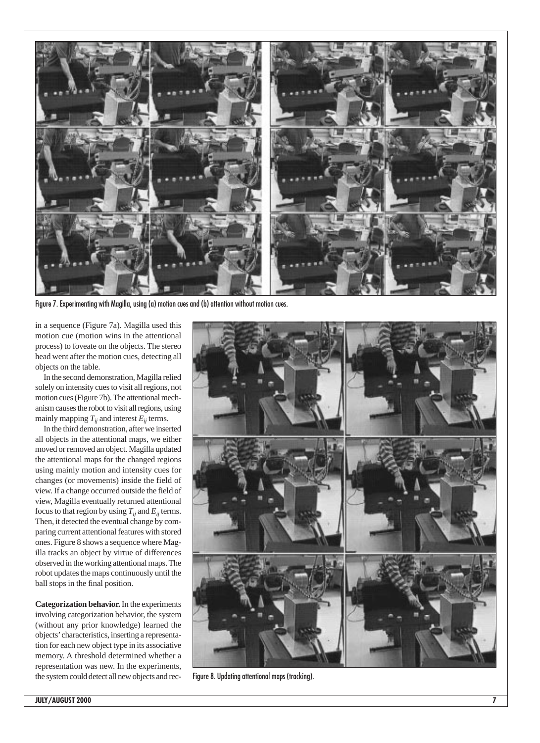Figure 7. Experimenting with Magilla, using (a) motion cues and (b) attention without motion cues.

in a sequence (Figure 7a). Magilla used this motion cue (motion wins in the attentional process) to foveate on the objects. The stereo head went after the motion cues, detecting all objects on the table.

In the second demonstration, Magilla relied solely on intensity cues to visit all regions, not motion cues (Figure 7b). The attentional mechanism causes the robot to visit all regions, using mainly mapping $T_{ij}$ and interest $E_{ij}$ terms.

In the third demonstration, after we inserted all objects in the attentional maps, we either moved or removed an object. Magilla updated the attentional maps for the changed regions using mainly motion and intensity cues for changes (or movements) inside the field of view. If a change occurred outside the field of view, Magilla eventually returned attentional focus to that region by using $T_{ij}$ and $E_{ij}$ terms. Then, it detected the eventual change by comparing current attentional features with stored ones. Figure 8 shows a sequence where Magilla tracks an object by virtue of differences observed in the working attentional maps. The robot updates the maps continuously until the ball stops in the final position.

**Categorization behavior.** In the experiments involving categorization behavior, the system (without any prior knowledge) learned the objects' characteristics, inserting a representation for each new object type in its associative memory. A threshold determined whether a representation was new. In the experiments, the system could detect all new objects and rec-

Figure 8. Updating attentional maps (tracking).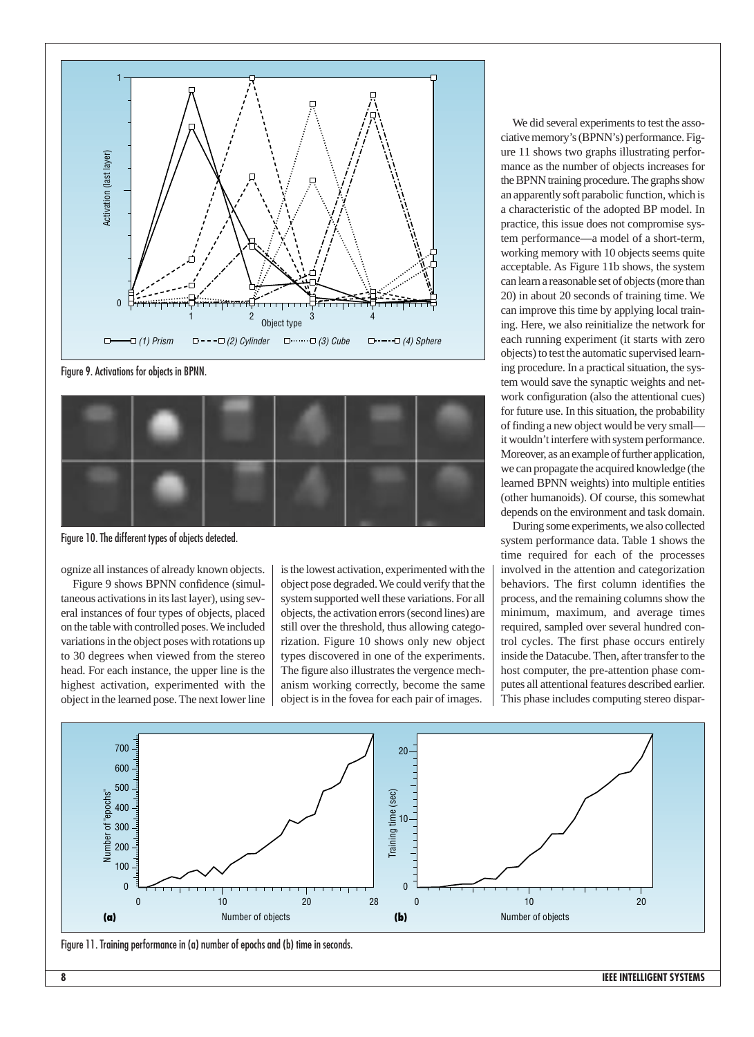Figure 9. Activations for objects in BPNN.

Figure 10. The different types of objects detected.

ognize all instances of already known objects.

Figure 9 shows BPNN confidence (simultaneous activations in its last layer), using several instances of four types of objects, placed on the table with controlled poses. We included variations in the object poses with rotations up to 30 degrees when viewed from the stereo head. For each instance, the upper line is the highest activation, experimented with the object in the learned pose. The next lower line is the lowest activation, experimented with the object pose degraded. We could verify that the system supported well these variations. For all objects, the activation errors (second lines) are still over the threshold, thus allowing categorization. Figure 10 shows only new object types discovered in one of the experiments. The figure also illustrates the vergence mechanism working correctly, become the same object is in the fovea for each pair of images.

We did several experiments to test the associative memory's (BPNN's) performance. Figure 11 shows two graphs illustrating performance as the number of objects increases for the BPNN training procedure. The graphs show an apparently soft parabolic function, which is a characteristic of the adopted BP model. In practice, this issue does not compromise system performance—a model of a short-term, working memory with 10 objects seems quite acceptable. As Figure 11b shows, the system can learn a reasonable set of objects (more than 20) in about 20 seconds of training time. We can improve this time by applying local training. Here, we also reinitialize the network for each running experiment (it starts with zero objects) to test the automatic supervised learning procedure. In a practical situation, the system would save the synaptic weights and network configuration (also the attentional cues) for future use. In this situation, the probability of finding a new object would be very small—it wouldn't interfere with system performance. Moreover, as an example of further application, we can propagate the acquired knowledge (the learned BPNN weights) into multiple entities (other humanoids). Of course, this somewhat depends on the environment and task domain.

During some experiments, we also collected system performance data. Table 1 shows the time required for each of the processes involved in the attention and categorization behaviors. The first column identifies the process, and the remaining columns show the minimum, maximum, and average times required, sampled over several hundred control cycles. The first phase occurs entirely inside the Datacube. Then, after transfer to the host computer, the pre-attention phase computes all attentional features described earlier. This phase includes computing stereo dispar-

Figure 11. Training performance in (a) number of epochs and (b) time in seconds.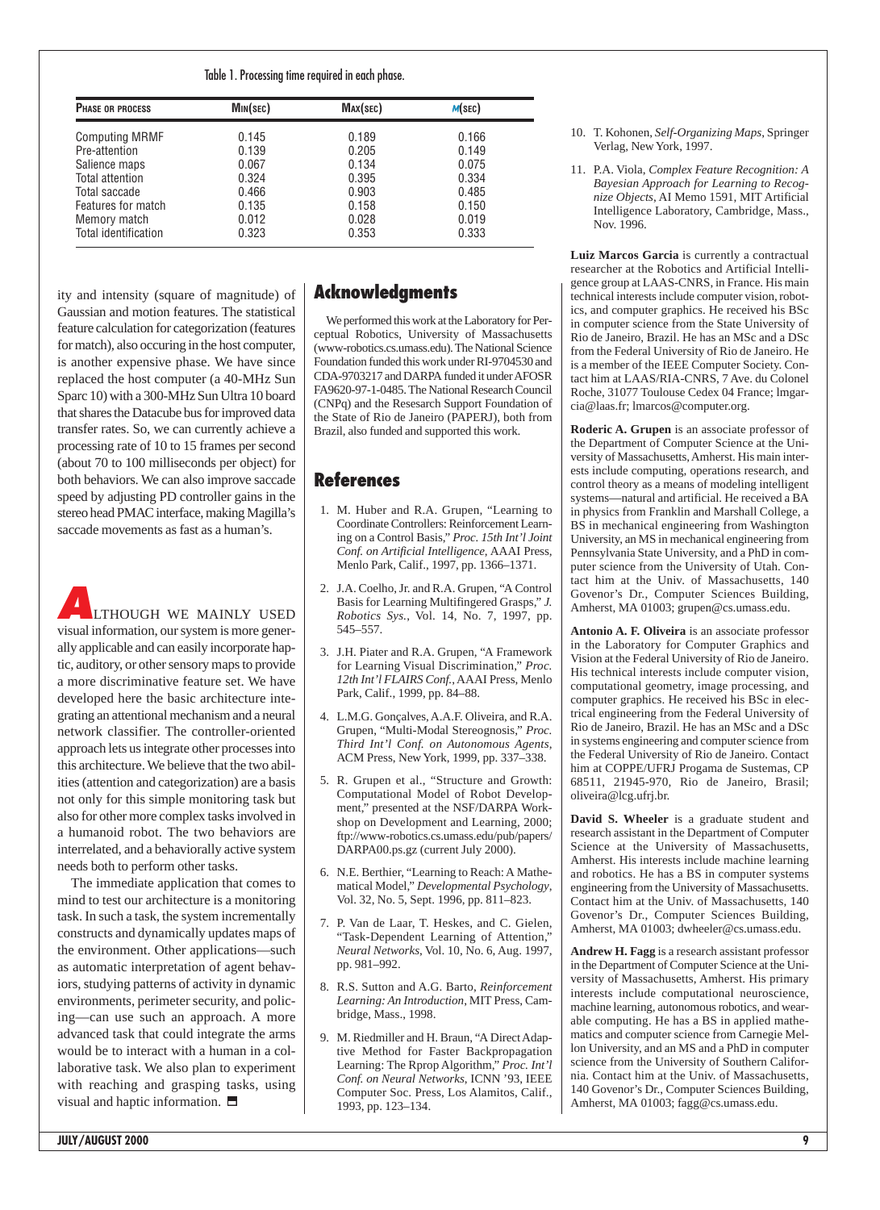Table 1. Processing time required in each phase.

| Phase or process | Min(sec) | Max(sec) | $M$(sec) |
|---|---|---|---|
| Computing MRMF | 0.145 | 0.189 | 0.166 |
| Pre-attention | 0.139 | 0.205 | 0.149 |
| Salience maps | 0.067 | 0.134 | 0.075 |
| Total attention | 0.324 | 0.395 | 0.334 |
| Total saccade | 0.466 | 0.903 | 0.485 |
| Features for match | 0.135 | 0.158 | 0.150 |
| Memory match | 0.012 | 0.028 | 0.019 |
| Total identification | 0.323 | 0.353 | 0.333 |

ity and intensity (square of magnitude) of Gaussian and motion features. The statistical feature calculation for categorization (features for match), also occuring in the host computer, is another expensive phase. We have since replaced the host computer (a 40-MHz Sun Sparc 10) with a 300-MHz Sun Ultra 10 board that shares the Datacube bus for improved data transfer rates. So, we can currently achieve a processing rate of 10 to 15 frames per second (about 70 to 100 milliseconds per object) for both behaviors. We can also improve saccade speed by adjusting PD controller gains in the stereo head PMAC interface, making Magilla's saccade movements as fast as a human's.

Although we mainly used visual information, our system is more generally applicable and can easily incorporate haptic, auditory, or other sensory maps to provide a more discriminative feature set. We have developed here the basic architecture integrating an attentional mechanism and a neural network classifier. The controller-oriented approach lets us integrate other processes into this architecture. We believe that the two abilities (attention and categorization) are a basis not only for this simple monitoring task but also for other more complex tasks involved in a humanoid robot. The two behaviors are interrelated, and a behaviorally active system needs both to perform other tasks.

The immediate application that comes to mind to test our architecture is a monitoring task. In such a task, the system incrementally constructs and dynamically updates maps of the environment. Other applications—such as automatic interpretation of agent behaviors, studying patterns of activity in dynamic environments, perimeter security, and policing—can use such an approach. A more advanced task that could integrate the arms would be to interact with a human in a collaborative task. We also plan to experiment with reaching and grasping tasks, using visual and haptic information.

## Acknowledgments

We performed this work at the Laboratory for Perceptual Robotics, University of Massachusetts (www-robotics.cs.umass.edu). The National Science Foundation funded this work under RI-9704530 and CDA-9703217 and DARPA funded it under AFOSR FA9620-97-1-0485. The National Research Council (CNPq) and the Resesarch Support Foundation of the State of Rio de Janeiro (PAPERJ), both from Brazil, also funded and supported this work.

## References

1. M. Huber and R.A. Grupen, "Learning to Coordinate Controllers: Reinforcement Learning on a Control Basis," *Proc. 15th Int'l Joint Conf. on Artificial Intelligence*, AAAI Press, Menlo Park, Calif., 1997, pp. 1366–1371.
2. J.A. Coelho, Jr. and R.A. Grupen, "A Control Basis for Learning Multifingered Grasps," *J. Robotics Sys.*, Vol. 14, No. 7, 1997, pp. 545–557.
3. J.H. Piater and R.A. Grupen, "A Framework for Learning Visual Discrimination," *Proc. 12th Int'l FLAIRS Conf.*, AAAI Press, Menlo Park, Calif., 1999, pp. 84–88.
4. L.M.G. Gonçalves, A.A.F. Oliveira, and R.A. Grupen, "Multi-Modal Stereognosis," *Proc. Third Int'l Conf. on Autonomous Agents*, ACM Press, New York, 1999, pp. 337–338.
5. R. Grupen et al., "Structure and Growth: Computational Model of Robot Development," presented at the NSF/DARPA Workshop on Development and Learning, 2000; ftp://www-robotics.cs.umass.edu/pub/papers/DARPA00.ps.gz (current July 2000).
6. N.E. Berthier, "Learning to Reach: A Mathematical Model," *Developmental Psychology*, Vol. 32, No. 5, Sept. 1996, pp. 811–823.
7. P. Van de Laar, T. Heskes, and C. Gielen, "Task-Dependent Learning of Attention," *Neural Networks*, Vol. 10, No. 6, Aug. 1997, pp. 981–992.
8. R.S. Sutton and A.G. Barto, *Reinforcement Learning: An Introduction*, MIT Press, Cambridge, Mass., 1998.
9. M. Riedmiller and H. Braun, "A Direct Adaptive Method for Faster Backpropagation Learning: The Rprop Algorithm," *Proc. Int'l Conf. on Neural Networks*, ICNN '93, IEEE Computer Soc. Press, Los Alamitos, Calif., 1993, pp. 123–134.
10. T. Kohonen, *Self-Organizing Maps*, Springer Verlag, New York, 1997.
11. P.A. Viola, *Complex Feature Recognition: A Bayesian Approach for Learning to Recognize Objects*, AI Memo 1591, MIT Artificial Intelligence Laboratory, Cambridge, Mass., Nov. 1996.

**Luiz Marcos Garcia** is currently a contractual researcher at the Robotics and Artificial Intelligence group at LAAS-CNRS, in France. His main technical interests include computer vision, robotics, and computer graphics. He received his BSc in computer science from the State University of Rio de Janeiro, Brazil. He has an MSc and a DSc from the Federal University of Rio de Janeiro. He is a member of the IEEE Computer Society. Contact him at LAAS/RIA-CNRS, 7 Ave. du Colonel Roche, 31077 Toulouse Cedex 04 France; lmgarcia@laas.fr; lmarcos@computer.org.

**Roderic A. Grupen** is an associate professor of the Department of Computer Science at the University of Massachusetts, Amherst. His main interests include computing, operations research, and control theory as a means of modeling intelligent systems—natural and artificial. He received a BA in physics from Franklin and Marshall College, a BS in mechanical engineering from Washington University, an MS in mechanical engineering from Pennsylvania State University, and a PhD in computer science from the University of Utah. Contact him at the Univ. of Massachusetts, 140 Govenor's Dr., Computer Sciences Building, Amherst, MA 01003; grupen@cs.umass.edu.

**Antonio A. F. Oliveira** is an associate professor in the Laboratory for Computer Graphics and Vision at the Federal University of Rio de Janeiro. His technical interests include computer vision, computational geometry, image processing, and computer graphics. He received his BSc in electrical engineering from the Federal University of Rio de Janeiro, Brazil. He has an MSc and a DSc in systems engineering and computer science from the Federal University of Rio de Janeiro. Contact him at COPPE/UFRJ Progama de Sustemas, CP 68511, 21945-970, Rio de Janeiro, Brasil; oliveira@lcg.ufrj.br.

**David S. Wheeler** is a graduate student and research assistant in the Department of Computer Science at the University of Massachusetts, Amherst. His interests include machine learning and robotics. He has a BS in computer systems engineering from the University of Massachusetts. Contact him at the Univ. of Massachusetts, 140 Govenor's Dr., Computer Sciences Building, Amherst, MA 01003; dwheeler@cs.umass.edu.

**Andrew H. Fagg** is a research assistant professor in the Department of Computer Science at the University of Massachusetts, Amherst. His primary interests include computational neuroscience, machine learning, autonomous robotics, and wearable computing. He has a BS in applied mathematics and computer science from Carnegie Mellon University, and an MS and a PhD in computer science from the University of Southern California. Contact him at the Univ. of Massachusetts, 140 Govenor's Dr., Computer Sciences Building, Amherst, MA 01003; fagg@cs.umass.edu.